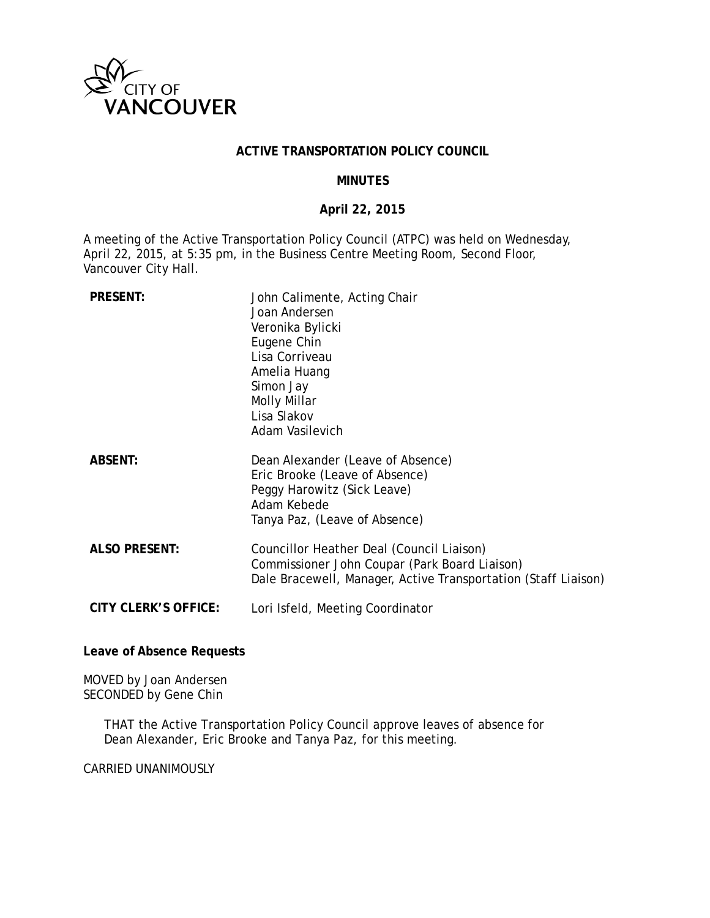CITY OF VANCOUVER

# ACTIVE TRANSPORTATION POLICY COUNCIL

## MINUTES

### April 22, 2015

A meeting of the Active Transportation Policy Council (ATPC) was held on Wednesday, April 22, 2015, at 5:35 pm, in the Business Centre Meeting Room, Second Floor, Vancouver City Hall.

**PRESENT:**
John Calimente, Acting Chair
Joan Andersen
Veronika Bylicki
Eugene Chin
Lisa Corriveau
Amelia Huang
Simon Jay
Molly Millar
Lisa Slakov
Adam Vasilevich

**ABSENT:**
Dean Alexander (Leave of Absence)
Eric Brooke (Leave of Absence)
Peggy Harowitz (Sick Leave)
Adam Kebede
Tanya Paz, (Leave of Absence)

**ALSO PRESENT:**
Councillor Heather Deal (Council Liaison)
Commissioner John Coupar (Park Board Liaison)
Dale Bracewell, Manager, Active Transportation (Staff Liaison)

**CITY CLERK'S OFFICE:**
Lori Isfeld, Meeting Coordinator

**Leave of Absence Requests**

MOVED by Joan Andersen
SECONDED by Gene Chin

> THAT the Active Transportation Policy Council approve leaves of absence for Dean Alexander, Eric Brooke and Tanya Paz, for this meeting.

CARRIED UNANIMOUSLY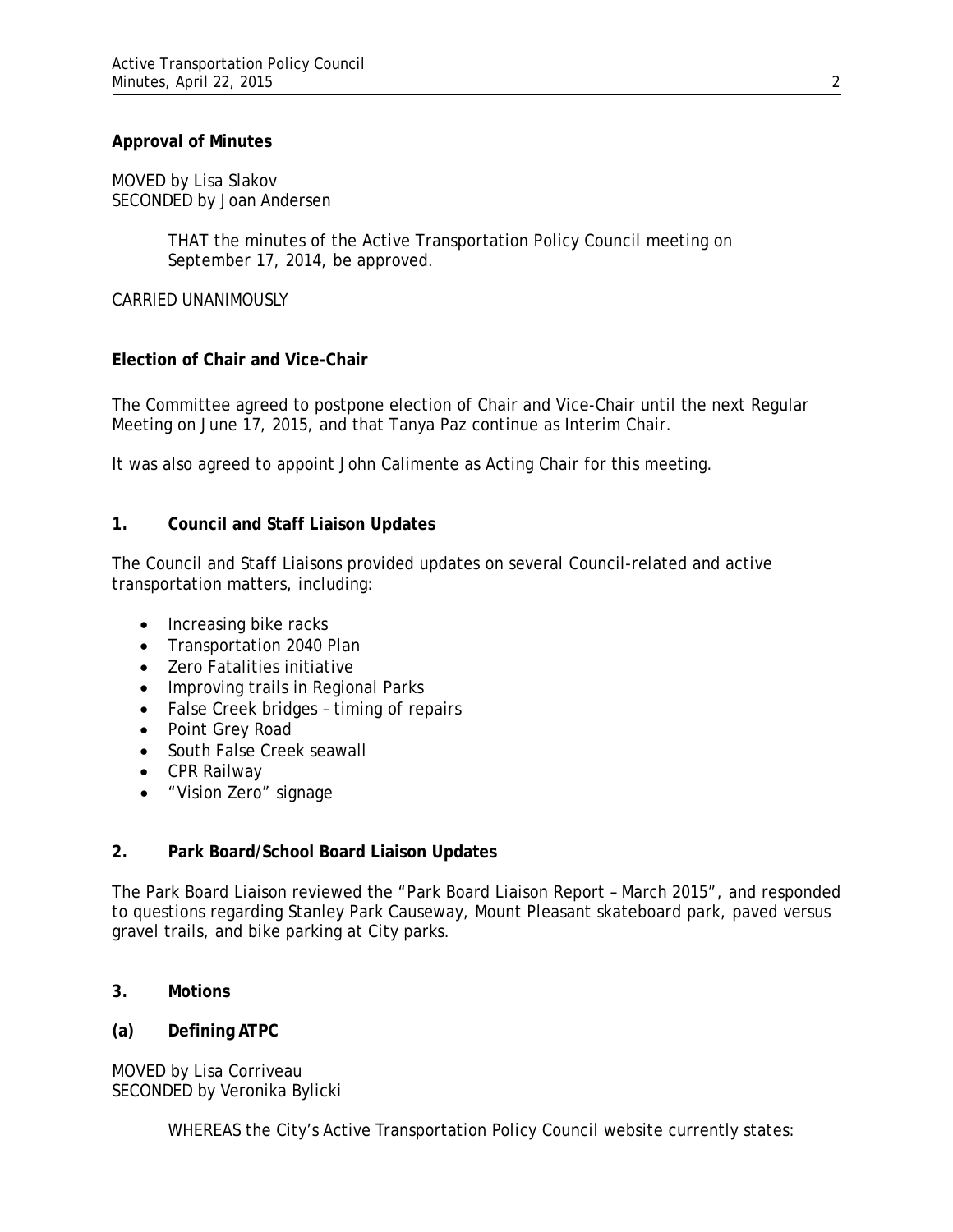**Approval of Minutes**

MOVED by Lisa Slakov
SECONDED by Joan Andersen

> THAT the minutes of the Active Transportation Policy Council meeting on September 17, 2014, be approved.

CARRIED UNANIMOUSLY

**Election of Chair and Vice-Chair**

The Committee agreed to postpone election of Chair and Vice-Chair until the next Regular Meeting on June 17, 2015, and that Tanya Paz continue as Interim Chair.

It was also agreed to appoint John Calimente as Acting Chair for this meeting.

**1. Council and Staff Liaison Updates**

The Council and Staff Liaisons provided updates on several Council-related and active transportation matters, including:

- Increasing bike racks
- Transportation 2040 Plan
- Zero Fatalities initiative
- Improving trails in Regional Parks
- False Creek bridges – timing of repairs
- Point Grey Road
- South False Creek seawall
- CPR Railway
- "Vision Zero" signage

**2. Park Board/School Board Liaison Updates**

The Park Board Liaison reviewed the "Park Board Liaison Report – March 2015", and responded to questions regarding Stanley Park Causeway, Mount Pleasant skateboard park, paved versus gravel trails, and bike parking at City parks.

**3. Motions**

**(a) Defining ATPC**

MOVED by Lisa Corriveau
SECONDED by Veronika Bylicki

> WHEREAS the City's Active Transportation Policy Council website currently states: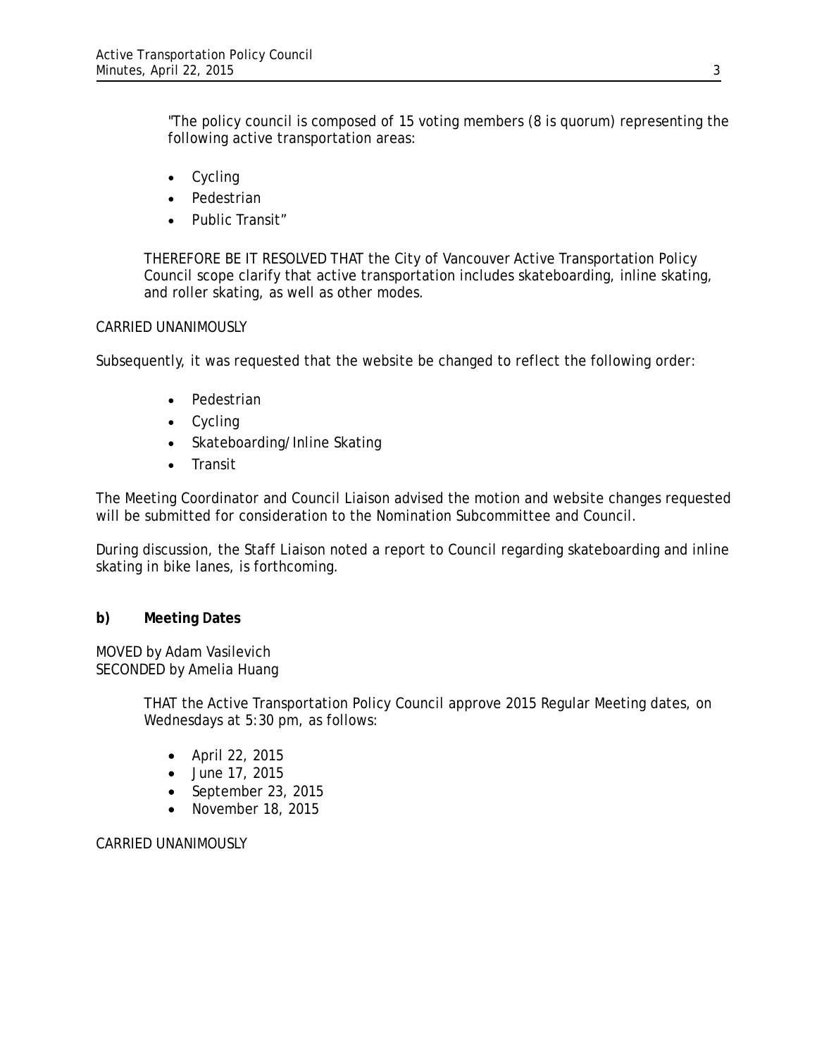"The policy council is composed of 15 voting members (8 is quorum) representing the following active transportation areas:

- Cycling
- Pedestrian
- Public Transit"

THEREFORE BE IT RESOLVED THAT the City of Vancouver Active Transportation Policy Council scope clarify that active transportation includes skateboarding, inline skating, and roller skating, as well as other modes.

CARRIED UNANIMOUSLY

Subsequently, it was requested that the website be changed to reflect the following order:

- Pedestrian
- Cycling
- Skateboarding/Inline Skating
- Transit

The Meeting Coordinator and Council Liaison advised the motion and website changes requested will be submitted for consideration to the Nomination Subcommittee and Council.

During discussion, the Staff Liaison noted a report to Council regarding skateboarding and inline skating in bike lanes, is forthcoming.

**b) Meeting Dates**

MOVED by Adam Vasilevich
SECONDED by Amelia Huang

THAT the Active Transportation Policy Council approve 2015 Regular Meeting dates, on Wednesdays at 5:30 pm, as follows:

- April 22, 2015
- June 17, 2015
- September 23, 2015
- November 18, 2015

CARRIED UNANIMOUSLY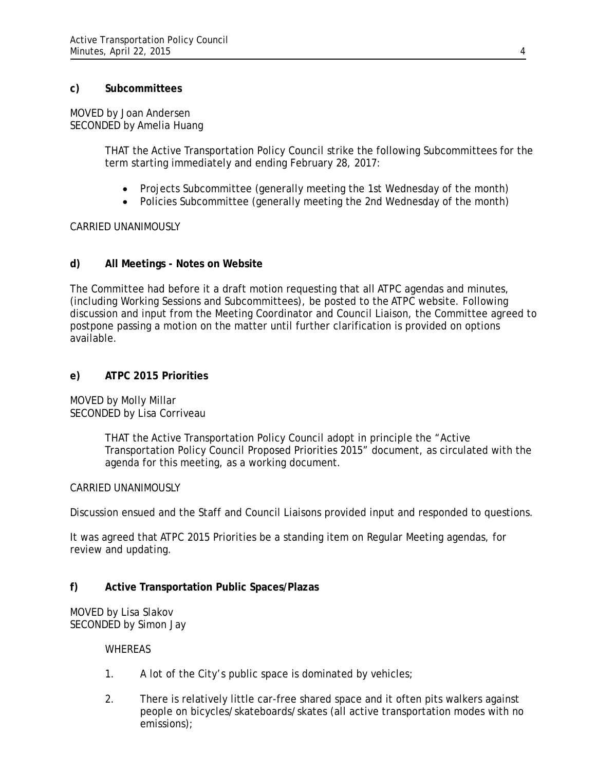**c) Subcommittees**

MOVED by Joan Andersen
SECONDED by Amelia Huang

> THAT the Active Transportation Policy Council strike the following Subcommittees for the term starting immediately and ending February 28, 2017:
>
> - Projects Subcommittee (generally meeting the 1st Wednesday of the month)
> - Policies Subcommittee (generally meeting the 2nd Wednesday of the month)

CARRIED UNANIMOUSLY

**d) All Meetings - Notes on Website**

The Committee had before it a draft motion requesting that all ATPC agendas and minutes, (including Working Sessions and Subcommittees), be posted to the ATPC website. Following discussion and input from the Meeting Coordinator and Council Liaison, the Committee agreed to postpone passing a motion on the matter until further clarification is provided on options available.

**e) ATPC 2015 Priorities**

MOVED by Molly Millar
SECONDED by Lisa Corriveau

> THAT the Active Transportation Policy Council adopt in principle the "Active Transportation Policy Council Proposed Priorities 2015" document, as circulated with the agenda for this meeting, as a working document.

CARRIED UNANIMOUSLY

Discussion ensued and the Staff and Council Liaisons provided input and responded to questions.

It was agreed that ATPC 2015 Priorities be a standing item on Regular Meeting agendas, for review and updating.

**f) Active Transportation Public Spaces/Plazas**

MOVED by Lisa Slakov
SECONDED by Simon Jay

> WHEREAS
>
> 1. A lot of the City's public space is dominated by vehicles;
>
> 2. There is relatively little car-free shared space and it often pits walkers against people on bicycles/skateboards/skates (all active transportation modes with no emissions);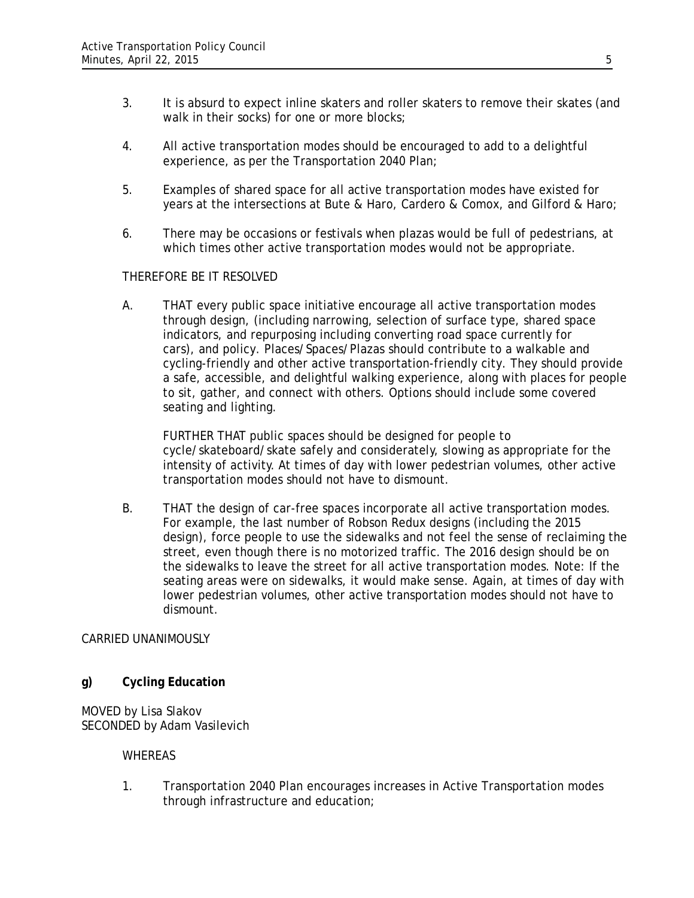3. It is absurd to expect inline skaters and roller skaters to remove their skates (and walk in their socks) for one or more blocks;

4. All active transportation modes should be encouraged to add to a delightful experience, as per the Transportation 2040 Plan;

5. Examples of shared space for all active transportation modes have existed for years at the intersections at Bute & Haro, Cardero & Comox, and Gilford & Haro;

6. There may be occasions or festivals when plazas would be full of pedestrians, at which times other active transportation modes would not be appropriate.

THEREFORE BE IT RESOLVED

A. THAT every public space initiative encourage all active transportation modes through design, (including narrowing, selection of surface type, shared space indicators, and repurposing including converting road space currently for cars), and policy. Places/Spaces/Plazas should contribute to a walkable and cycling-friendly and other active transportation-friendly city. They should provide a safe, accessible, and delightful walking experience, along with places for people to sit, gather, and connect with others. Options should include some covered seating and lighting.

   FURTHER THAT public spaces should be designed for people to cycle/skateboard/skate safely and considerately, slowing as appropriate for the intensity of activity. At times of day with lower pedestrian volumes, other active transportation modes should not have to dismount.

B. THAT the design of car-free spaces incorporate all active transportation modes. For example, the last number of Robson Redux designs (including the 2015 design), force people to use the sidewalks and not feel the sense of reclaiming the street, even though there is no motorized traffic. The 2016 design should be on the sidewalks to leave the street for all active transportation modes. Note: If the seating areas were on sidewalks, it would make sense. Again, at times of day with lower pedestrian volumes, other active transportation modes should not have to dismount.

CARRIED UNANIMOUSLY

**g) Cycling Education**

MOVED by Lisa Slakov
SECONDED by Adam Vasilevich

WHEREAS

1. Transportation 2040 Plan encourages increases in Active Transportation modes through infrastructure and education;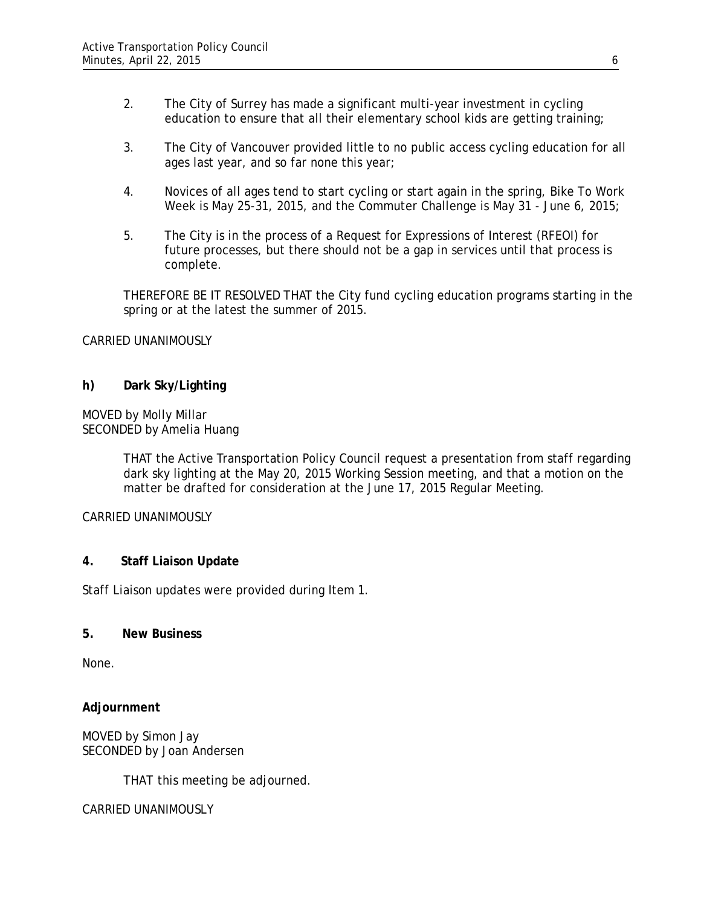2. The City of Surrey has made a significant multi-year investment in cycling education to ensure that all their elementary school kids are getting training;

3. The City of Vancouver provided little to no public access cycling education for all ages last year, and so far none this year;

4. Novices of all ages tend to start cycling or start again in the spring, Bike To Work Week is May 25-31, 2015, and the Commuter Challenge is May 31 - June 6, 2015;

5. The City is in the process of a Request for Expressions of Interest (RFEOI) for future processes, but there should not be a gap in services until that process is complete.

THEREFORE BE IT RESOLVED THAT the City fund cycling education programs starting in the spring or at the latest the summer of 2015.

CARRIED UNANIMOUSLY

**h) Dark Sky/Lighting**

MOVED by Molly Millar
SECONDED by Amelia Huang

> THAT the Active Transportation Policy Council request a presentation from staff regarding dark sky lighting at the May 20, 2015 Working Session meeting, and that a motion on the matter be drafted for consideration at the June 17, 2015 Regular Meeting.

CARRIED UNANIMOUSLY

**4. Staff Liaison Update**

Staff Liaison updates were provided during Item 1.

**5. New Business**

None.

**Adjournment**

MOVED by Simon Jay
SECONDED by Joan Andersen

> THAT this meeting be adjourned.

CARRIED UNANIMOUSLY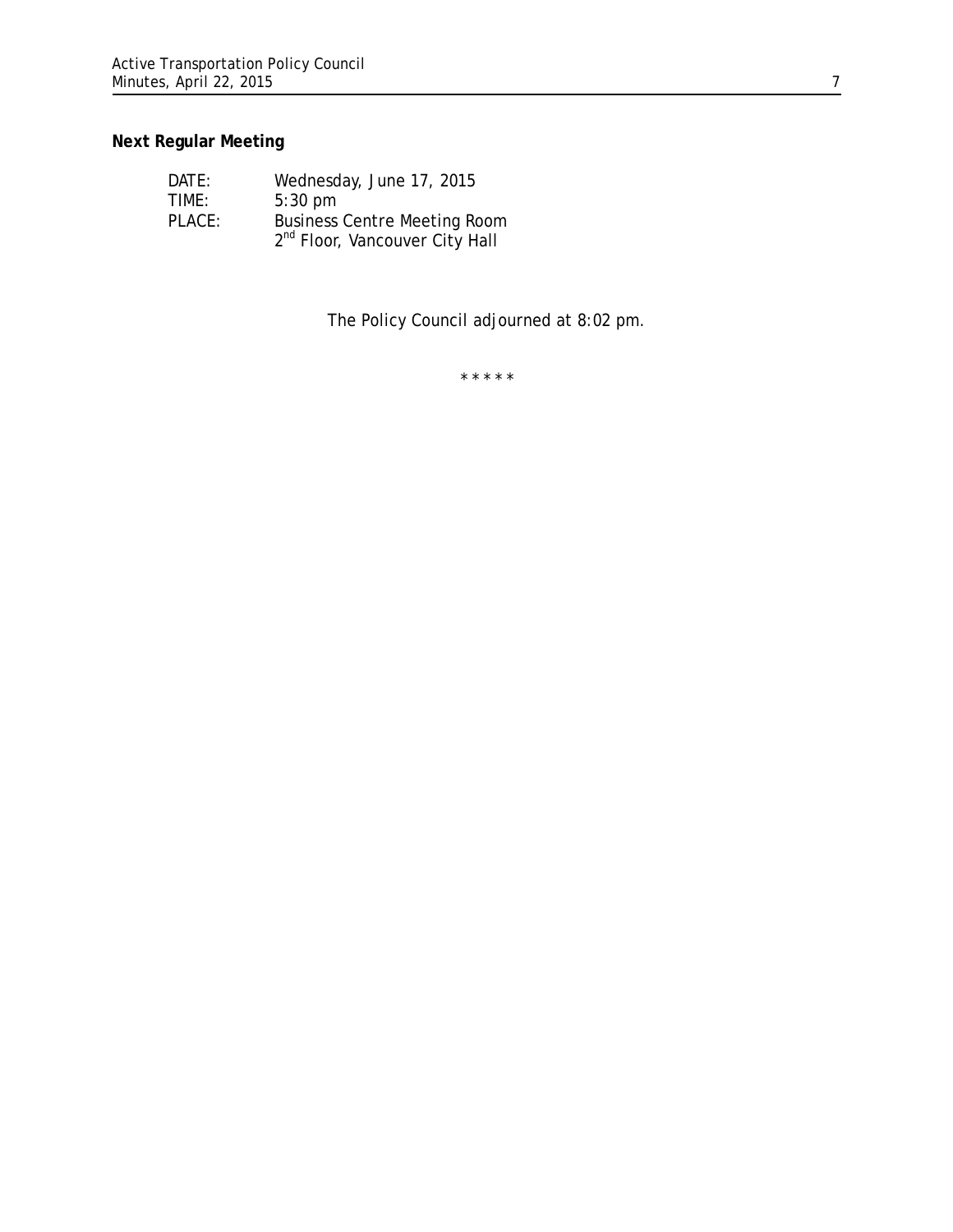**Next Regular Meeting**

| | |
|---|---|
| DATE: | Wednesday, June 17, 2015 |
| TIME: | 5:30 pm |
| PLACE: | Business Centre Meeting Room<br>2nd Floor, Vancouver City Hall |

The Policy Council adjourned at 8:02 pm.

\* \* \* \* \*